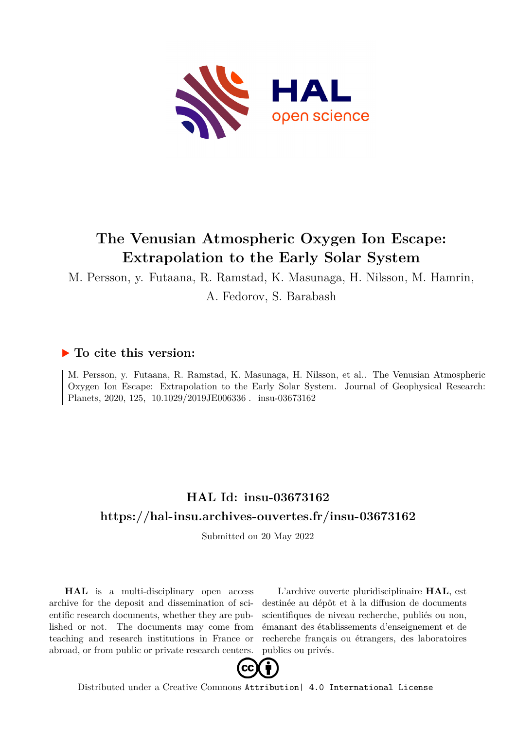# The Venusian Atmospheric Oxygen Ion Escape: Extrapolation to the Early Solar System

M. Persson, y. Futaana, R. Ramstad, K. Masunaga, H. Nilsson, M. Hamrin, A. Fedorov, S. Barabash

## ▶ To cite this version:

M. Persson, y. Futaana, R. Ramstad, K. Masunaga, H. Nilsson, et al.. The Venusian Atmospheric Oxygen Ion Escape: Extrapolation to the Early Solar System. Journal of Geophysical Research: Planets, 2020, 125, 10.1029/2019JE006336 . insu-03673162

## HAL Id: insu-03673162

## https://hal-insu.archives-ouvertes.fr/insu-03673162

Submitted on 20 May 2022

**HAL** is a multi-disciplinary open access archive for the deposit and dissemination of scientific research documents, whether they are published or not. The documents may come from teaching and research institutions in France or abroad, or from public or private research centers.

L'archive ouverte pluridisciplinaire **HAL**, est destinée au dépôt et à la diffusion de documents scientifiques de niveau recherche, publiés ou non, émanant des établissements d'enseignement et de recherche français ou étrangers, des laboratoires publics ou privés.

Distributed under a Creative Commons Attribution| 4.0 International License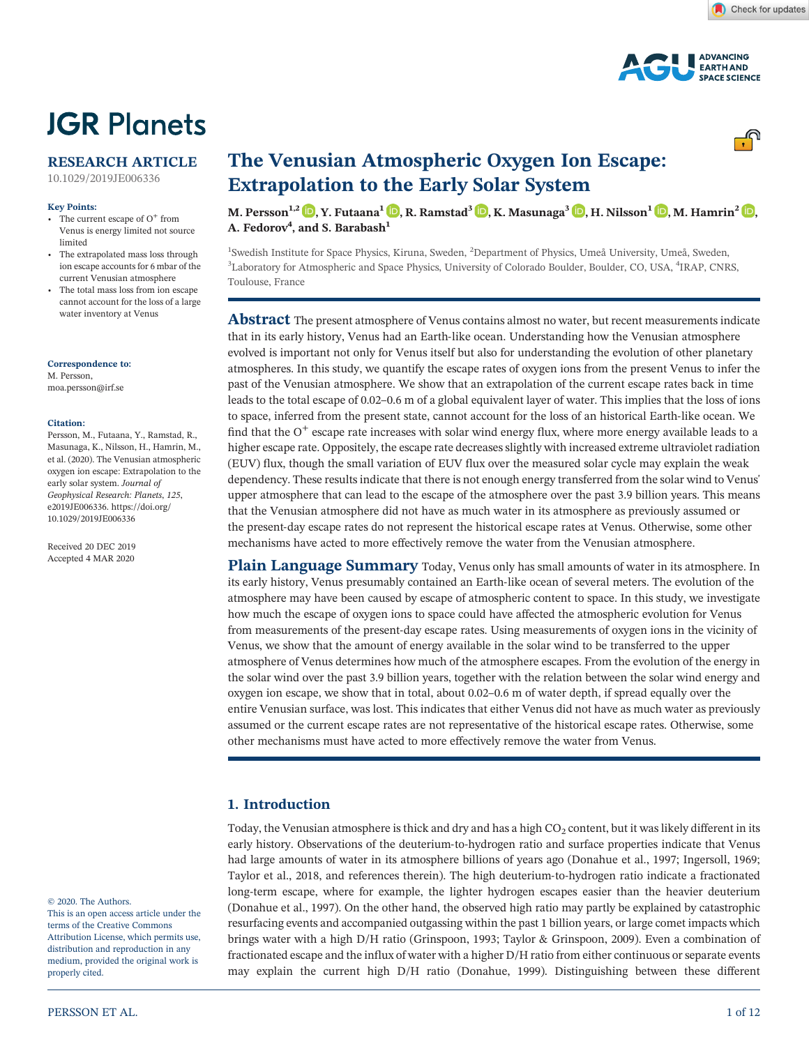# JGR Planets

## RESEARCH ARTICLE

10.1029/2019JE006336

**Key Points:**

- The current escape of $O^+$ from Venus is energy limited not source limited
- The extrapolated mass loss through ion escape accounts for 6 mbar of the current Venusian atmosphere
- The total mass loss from ion escape cannot account for the loss of a large water inventory at Venus

**Correspondence to:**
M. Persson,
moa.persson@irf.se

**Citation:**
Persson, M., Futaana, Y., Ramstad, R., Masunaga, K., Nilsson, H., Hamrin, M., et al. (2020). The Venusian atmospheric oxygen ion escape: Extrapolation to the early solar system. *Journal of Geophysical Research: Planets*, *125*, e2019JE006336. https://doi.org/10.1029/2019JE006336

Received 20 DEC 2019
Accepted 4 MAR 2020

© 2020. The Authors.
This is an open access article under the terms of the Creative Commons Attribution License, which permits use, distribution and reproduction in any medium, provided the original work is properly cited.

# The Venusian Atmospheric Oxygen Ion Escape: Extrapolation to the Early Solar System

**M. Persson[1,2], Y. Futaana[1], R. Ramstad[3], K. Masunaga[3], H. Nilsson[1], M. Hamrin[2], A. Fedorov[4], and S. Barabash[1]**

[1]Swedish Institute for Space Physics, Kiruna, Sweden, [2]Department of Physics, Umeå University, Umeå, Sweden, [3]Laboratory for Atmospheric and Space Physics, University of Colorado Boulder, Boulder, CO, USA, [4]IRAP, CNRS, Toulouse, France

**Abstract** The present atmosphere of Venus contains almost no water, but recent measurements indicate that in its early history, Venus had an Earth-like ocean. Understanding how the Venusian atmosphere evolved is important not only for Venus itself but also for understanding the evolution of other planetary atmospheres. In this study, we quantify the escape rates of oxygen ions from the present Venus to infer the past of the Venusian atmosphere. We show that an extrapolation of the current escape rates back in time leads to the total escape of 0.02–0.6 m of a global equivalent layer of water. This implies that the loss of ions to space, inferred from the present state, cannot account for the loss of an historical Earth-like ocean. We find that the $O^+$ escape rate increases with solar wind energy flux, where more energy available leads to a higher escape rate. Oppositely, the escape rate decreases slightly with increased extreme ultraviolet radiation (EUV) flux, though the small variation of EUV flux over the measured solar cycle may explain the weak dependency. These results indicate that there is not enough energy transferred from the solar wind to Venus' upper atmosphere that can lead to the escape of the atmosphere over the past 3.9 billion years. This means that the Venusian atmosphere did not have as much water in its atmosphere as previously assumed or the present-day escape rates do not represent the historical escape rates at Venus. Otherwise, some other mechanisms have acted to more effectively remove the water from the Venusian atmosphere.

**Plain Language Summary** Today, Venus only has small amounts of water in its atmosphere. In its early history, Venus presumably contained an Earth-like ocean of several meters. The evolution of the atmosphere may have been caused by escape of atmospheric content to space. In this study, we investigate how much the escape of oxygen ions to space could have affected the atmospheric evolution for Venus from measurements of the present-day escape rates. Using measurements of oxygen ions in the vicinity of Venus, we show that the amount of energy available in the solar wind to be transferred to the upper atmosphere of Venus determines how much of the atmosphere escapes. From the evolution of the energy in the solar wind over the past 3.9 billion years, together with the relation between the solar wind energy and oxygen ion escape, we show that in total, about 0.02–0.6 m of water depth, if spread equally over the entire Venusian surface, was lost. This indicates that either Venus did not have as much water as previously assumed or the current escape rates are not representative of the historical escape rates. Otherwise, some other mechanisms must have acted to more effectively remove the water from Venus.

## 1. Introduction

Today, the Venusian atmosphere is thick and dry and has a high $CO_2$ content, but it was likely different in its early history. Observations of the deuterium-to-hydrogen ratio and surface properties indicate that Venus had large amounts of water in its atmosphere billions of years ago (Donahue et al., 1997; Ingersoll, 1969; Taylor et al., 2018, and references therein). The high deuterium-to-hydrogen ratio indicate a fractionated long-term escape, where for example, the lighter hydrogen escapes easier than the heavier deuterium (Donahue et al., 1997). On the other hand, the observed high ratio may partly be explained by catastrophic resurfacing events and accompanied outgassing within the past 1 billion years, or large comet impacts which brings water with a high D/H ratio (Grinspoon, 1993; Taylor & Grinspoon, 2009). Even a combination of fractionated escape and the influx of water with a higher D/H ratio from either continuous or separate events may explain the current high D/H ratio (Donahue, 1999). Distinguishing between these different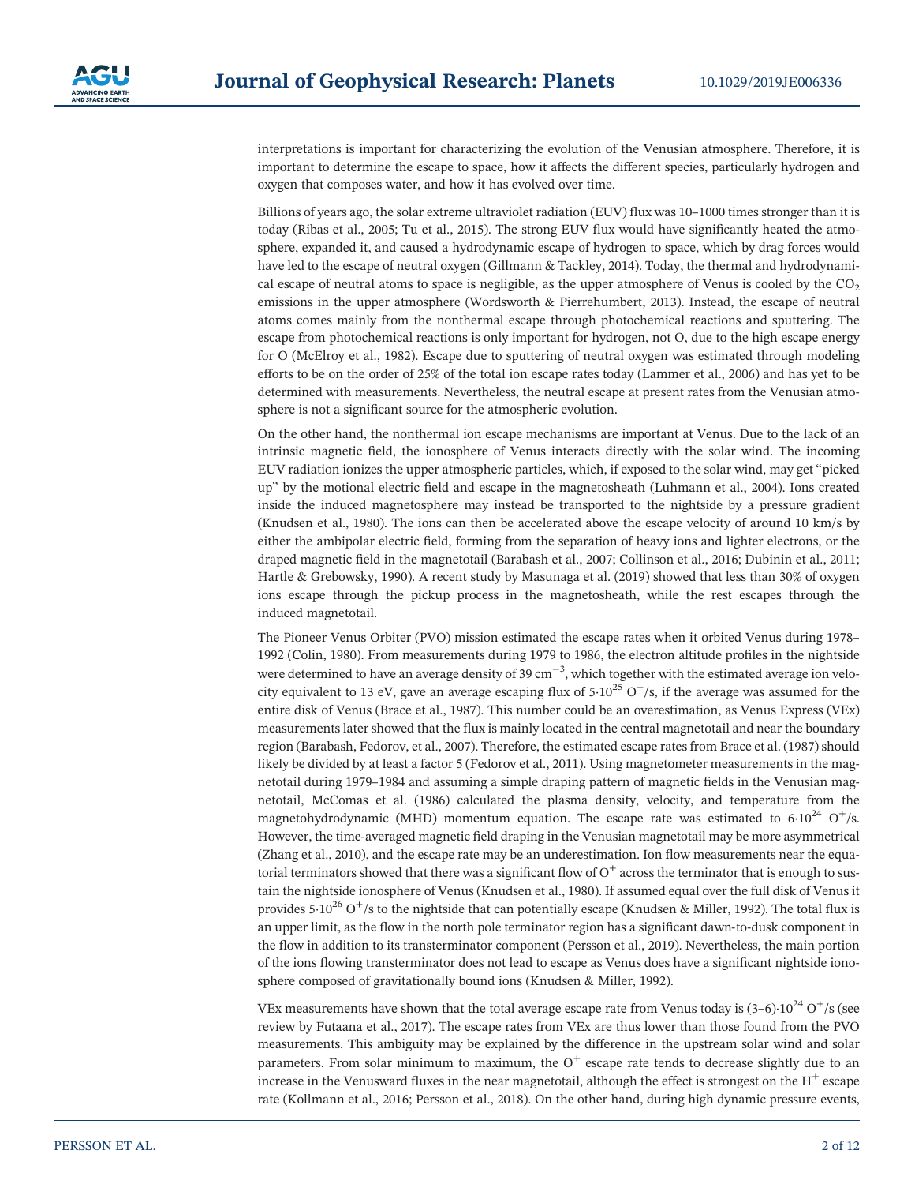interpretations is important for characterizing the evolution of the Venusian atmosphere. Therefore, it is important to determine the escape to space, how it affects the different species, particularly hydrogen and oxygen that composes water, and how it has evolved over time.

Billions of years ago, the solar extreme ultraviolet radiation (EUV) flux was 10–1000 times stronger than it is today (Ribas et al., 2005; Tu et al., 2015). The strong EUV flux would have significantly heated the atmosphere, expanded it, and caused a hydrodynamic escape of hydrogen to space, which by drag forces would have led to the escape of neutral oxygen (Gillmann & Tackley, 2014). Today, the thermal and hydrodynamical escape of neutral atoms to space is negligible, as the upper atmosphere of Venus is cooled by the $CO_2$ emissions in the upper atmosphere (Wordsworth & Pierrehumbert, 2013). Instead, the escape of neutral atoms comes mainly from the nonthermal escape through photochemical reactions and sputtering. The escape from photochemical reactions is only important for hydrogen, not O, due to the high escape energy for O (McElroy et al., 1982). Escape due to sputtering of neutral oxygen was estimated through modeling efforts to be on the order of 25% of the total ion escape rates today (Lammer et al., 2006) and has yet to be determined with measurements. Nevertheless, the neutral escape at present rates from the Venusian atmosphere is not a significant source for the atmospheric evolution.

On the other hand, the nonthermal ion escape mechanisms are important at Venus. Due to the lack of an intrinsic magnetic field, the ionosphere of Venus interacts directly with the solar wind. The incoming EUV radiation ionizes the upper atmospheric particles, which, if exposed to the solar wind, may get "picked up" by the motional electric field and escape in the magnetosheath (Luhmann et al., 2004). Ions created inside the induced magnetosphere may instead be transported to the nightside by a pressure gradient (Knudsen et al., 1980). The ions can then be accelerated above the escape velocity of around 10 km/s by either the ambipolar electric field, forming from the separation of heavy ions and lighter electrons, or the draped magnetic field in the magnetotail (Barabash et al., 2007; Collinson et al., 2016; Dubinin et al., 2011; Hartle & Grebowsky, 1990). A recent study by Masunaga et al. (2019) showed that less than 30% of oxygen ions escape through the pickup process in the magnetosheath, while the rest escapes through the induced magnetotail.

The Pioneer Venus Orbiter (PVO) mission estimated the escape rates when it orbited Venus during 1978–1992 (Colin, 1980). From measurements during 1979 to 1986, the electron altitude profiles in the nightside were determined to have an average density of 39 $cm^{-3}$, which together with the estimated average ion velocity equivalent to 13 eV, gave an average escaping flux of $5 \cdot 10^{25}$ $O^+$/s, if the average was assumed for the entire disk of Venus (Brace et al., 1987). This number could be an overestimation, as Venus Express (VEx) measurements later showed that the flux is mainly located in the central magnetotail and near the boundary region (Barabash, Fedorov, et al., 2007). Therefore, the estimated escape rates from Brace et al. (1987) should likely be divided by at least a factor 5 (Fedorov et al., 2011). Using magnetometer measurements in the magnetotail during 1979–1984 and assuming a simple draping pattern of magnetic fields in the Venusian magnetotail, McComas et al. (1986) calculated the plasma density, velocity, and temperature from the magnetohydrodynamic (MHD) momentum equation. The escape rate was estimated to $6 \cdot 10^{24}$ $O^+$/s. However, the time-averaged magnetic field draping in the Venusian magnetotail may be more asymmetrical (Zhang et al., 2010), and the escape rate may be an underestimation. Ion flow measurements near the equatorial terminators showed that there was a significant flow of $O^+$ across the terminator that is enough to sustain the nightside ionosphere of Venus (Knudsen et al., 1980). If assumed equal over the full disk of Venus it provides $5 \cdot 10^{26}$ $O^+$/s to the nightside that can potentially escape (Knudsen & Miller, 1992). The total flux is an upper limit, as the flow in the north pole terminator region has a significant dawn-to-dusk component in the flow in addition to its transterminator component (Persson et al., 2019). Nevertheless, the main portion of the ions flowing transterminator does not lead to escape as Venus does have a significant nightside ionosphere composed of gravitationally bound ions (Knudsen & Miller, 1992).

VEx measurements have shown that the total average escape rate from Venus today is $(3\text{–}6) \cdot 10^{24}$ $O^+$/s (see review by Futaana et al., 2017). The escape rates from VEx are thus lower than those found from the PVO measurements. This ambiguity may be explained by the difference in the upstream solar wind and solar parameters. From solar minimum to maximum, the $O^+$ escape rate tends to decrease slightly due to an increase in the Venusward fluxes in the near magnetotail, although the effect is strongest on the $H^+$ escape rate (Kollmann et al., 2016; Persson et al., 2018). On the other hand, during high dynamic pressure events,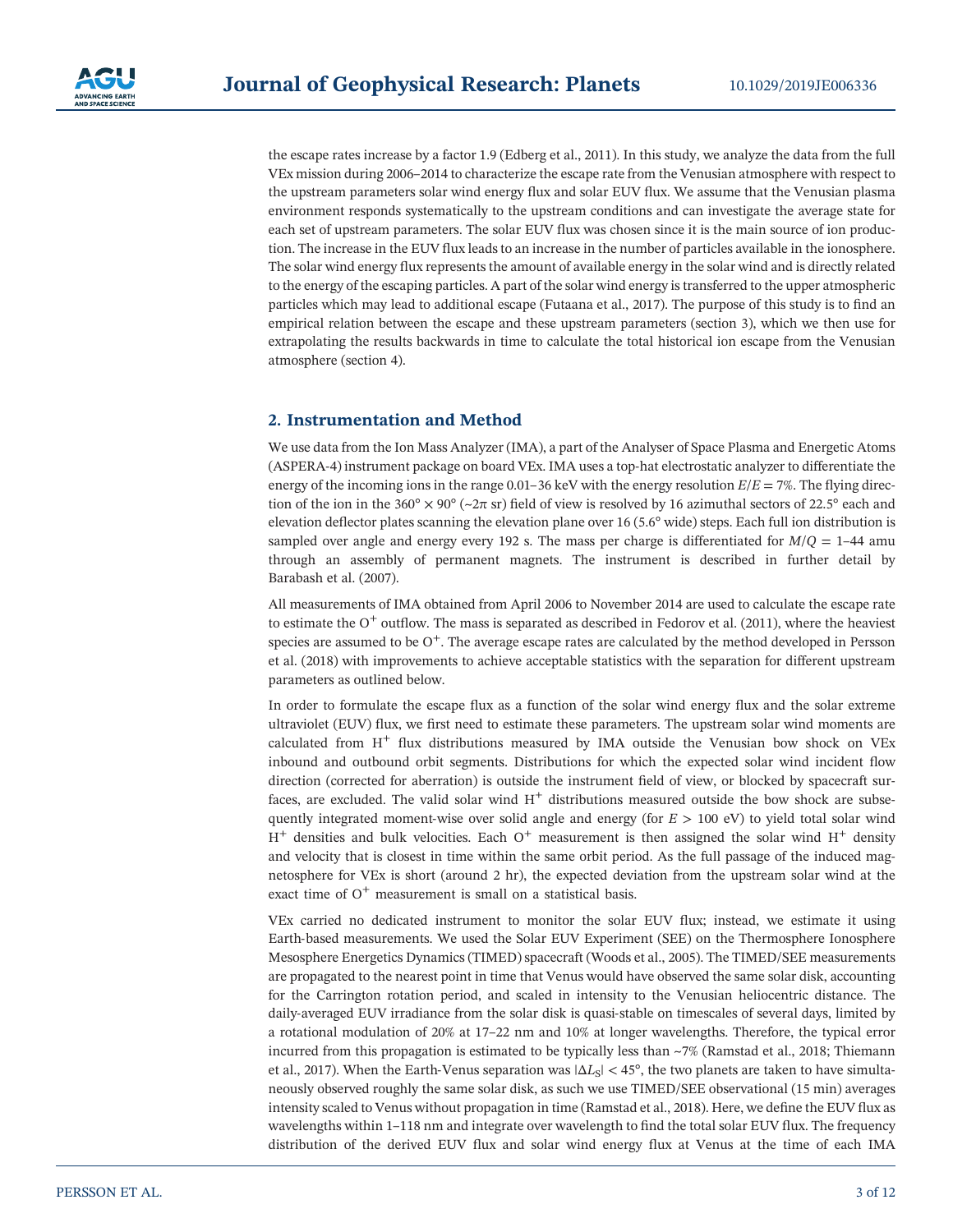the escape rates increase by a factor 1.9 (Edberg et al., 2011). In this study, we analyze the data from the full VEx mission during 2006–2014 to characterize the escape rate from the Venusian atmosphere with respect to the upstream parameters solar wind energy flux and solar EUV flux. We assume that the Venusian plasma environment responds systematically to the upstream conditions and can investigate the average state for each set of upstream parameters. The solar EUV flux was chosen since it is the main source of ion production. The increase in the EUV flux leads to an increase in the number of particles available in the ionosphere. The solar wind energy flux represents the amount of available energy in the solar wind and is directly related to the energy of the escaping particles. A part of the solar wind energy is transferred to the upper atmospheric particles which may lead to additional escape (Futaana et al., 2017). The purpose of this study is to find an empirical relation between the escape and these upstream parameters (section 3), which we then use for extrapolating the results backwards in time to calculate the total historical ion escape from the Venusian atmosphere (section 4).

## 2. Instrumentation and Method

We use data from the Ion Mass Analyzer (IMA), a part of the Analyser of Space Plasma and Energetic Atoms (ASPERA-4) instrument package on board VEx. IMA uses a top-hat electrostatic analyzer to differentiate the energy of the incoming ions in the range 0.01–36 keV with the energy resolution $E/E = 7\%$. The flying direction of the ion in the $360° \times 90°$ ($\sim 2\pi$ sr) field of view is resolved by 16 azimuthal sectors of 22.5° each and elevation deflector plates scanning the elevation plane over 16 (5.6° wide) steps. Each full ion distribution is sampled over angle and energy every 192 s. The mass per charge is differentiated for $M/Q = 1$–$44$ amu through an assembly of permanent magnets. The instrument is described in further detail by Barabash et al. (2007).

All measurements of IMA obtained from April 2006 to November 2014 are used to calculate the escape rate to estimate the $O^+$ outflow. The mass is separated as described in Fedorov et al. (2011), where the heaviest species are assumed to be $O^+$. The average escape rates are calculated by the method developed in Persson et al. (2018) with improvements to achieve acceptable statistics with the separation for different upstream parameters as outlined below.

In order to formulate the escape flux as a function of the solar wind energy flux and the solar extreme ultraviolet (EUV) flux, we first need to estimate these parameters. The upstream solar wind moments are calculated from $H^+$ flux distributions measured by IMA outside the Venusian bow shock on VEx inbound and outbound orbit segments. Distributions for which the expected solar wind incident flow direction (corrected for aberration) is outside the instrument field of view, or blocked by spacecraft surfaces, are excluded. The valid solar wind $H^+$ distributions measured outside the bow shock are subsequently integrated moment-wise over solid angle and energy (for $E > 100$ eV) to yield total solar wind $H^+$ densities and bulk velocities. Each $O^+$ measurement is then assigned the solar wind $H^+$ density and velocity that is closest in time within the same orbit period. As the full passage of the induced magnetosphere for VEx is short (around 2 hr), the expected deviation from the upstream solar wind at the exact time of $O^+$ measurement is small on a statistical basis.

VEx carried no dedicated instrument to monitor the solar EUV flux; instead, we estimate it using Earth-based measurements. We used the Solar EUV Experiment (SEE) on the Thermosphere Ionosphere Mesosphere Energetics Dynamics (TIMED) spacecraft (Woods et al., 2005). The TIMED/SEE measurements are propagated to the nearest point in time that Venus would have observed the same solar disk, accounting for the Carrington rotation period, and scaled in intensity to the Venusian heliocentric distance. The daily-averaged EUV irradiance from the solar disk is quasi-stable on timescales of several days, limited by a rotational modulation of 20% at 17–22 nm and 10% at longer wavelengths. Therefore, the typical error incurred from this propagation is estimated to be typically less than ~7% (Ramstad et al., 2018; Thiemann et al., 2017). When the Earth-Venus separation was $|\Delta L_S| < 45°$, the two planets are taken to have simultaneously observed roughly the same solar disk, as such we use TIMED/SEE observational (15 min) averages intensity scaled to Venus without propagation in time (Ramstad et al., 2018). Here, we define the EUV flux as wavelengths within 1–118 nm and integrate over wavelength to find the total solar EUV flux. The frequency distribution of the derived EUV flux and solar wind energy flux at Venus at the time of each IMA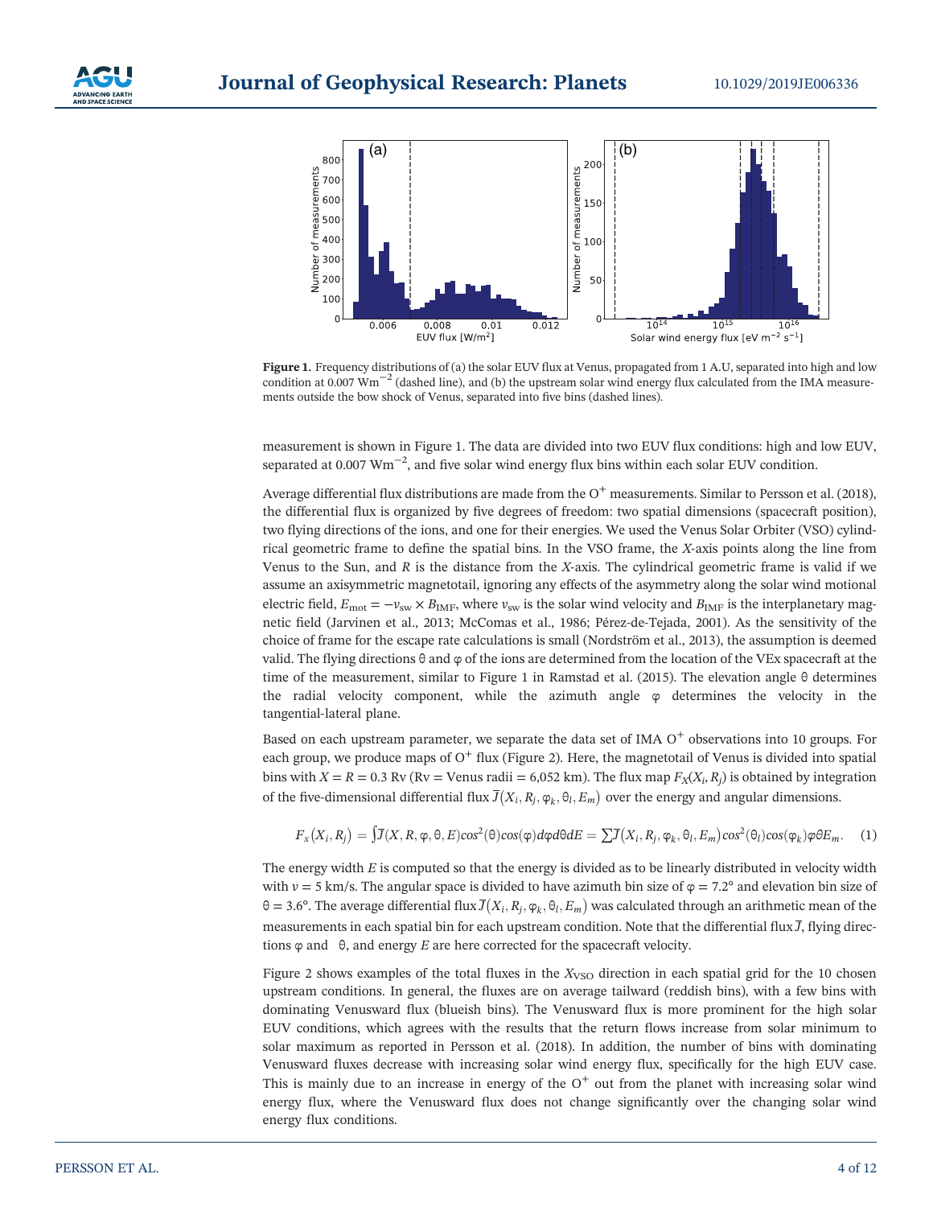Figure 1. Frequency distributions of (a) the solar EUV flux at Venus, propagated from 1 A.U, separated into high and low condition at 0.007 $\mathrm{Wm^{-2}}$ (dashed line), and (b) the upstream solar wind energy flux calculated from the IMA measurements outside the bow shock of Venus, separated into five bins (dashed lines).

measurement is shown in Figure 1. The data are divided into two EUV flux conditions: high and low EUV, separated at 0.007 $\mathrm{Wm^{-2}}$, and five solar wind energy flux bins within each solar EUV condition.

Average differential flux distributions are made from the $O^+$ measurements. Similar to Persson et al. (2018), the differential flux is organized by five degrees of freedom: two spatial dimensions (spacecraft position), two flying directions of the ions, and one for their energies. We used the Venus Solar Orbiter (VSO) cylindrical geometric frame to define the spatial bins. In the VSO frame, the $X$-axis points along the line from Venus to the Sun, and $R$ is the distance from the $X$-axis. The cylindrical geometric frame is valid if we assume an axisymmetric magnetotail, ignoring any effects of the asymmetry along the solar wind motional electric field, $E_{\mathrm{mot}} = -v_{\mathrm{sw}} \times B_{\mathrm{IMF}}$, where $v_{\mathrm{sw}}$ is the solar wind velocity and $B_{\mathrm{IMF}}$ is the interplanetary magnetic field (Jarvinen et al., 2013; McComas et al., 1986; Pérez-de-Tejada, 2001). As the sensitivity of the choice of frame for the escape rate calculations is small (Nordström et al., 2013), the assumption is deemed valid. The flying directions θ and φ of the ions are determined from the location of the VEx spacecraft at the time of the measurement, similar to Figure 1 in Ramstad et al. (2015). The elevation angle θ determines the radial velocity component, while the azimuth angle φ determines the velocity in the tangential-lateral plane.

Based on each upstream parameter, we separate the data set of IMA $O^+$ observations into 10 groups. For each group, we produce maps of $O^+$ flux (Figure 2). Here, the magnetotail of Venus is divided into spatial bins with $X = R = 0.3$ Rv (Rv = Venus radii = 6,052 km). The flux map $F_X(X_i, R_j)$ is obtained by integration of the five-dimensional differential flux $\bar{J}(X_i, R_j, \varphi_k, \theta_l, E_m)$ over the energy and angular dimensions.

$$F_x(X_i, R_j) = \int \bar{J}(X, R, \varphi, \theta, E) cos^2(\theta) cos(\varphi) d\varphi d\theta dE = \sum \bar{J}(X_i, R_j, \varphi_k, \theta_l, E_m) cos^2(\theta_l) cos(\varphi_k) \varphi \theta E_m. \quad (1)$$

The energy width $E$ is computed so that the energy is divided as to be linearly distributed in velocity width with $v = 5$ km/s. The angular space is divided to have azimuth bin size of $\varphi = 7.2°$ and elevation bin size of $\theta = 3.6°$. The average differential flux $\bar{J}(X_i, R_j, \varphi_k, \theta_l, E_m)$ was calculated through an arithmetic mean of the measurements in each spatial bin for each upstream condition. Note that the differential flux $\bar{J}$, flying directions φ and θ, and energy $E$ are here corrected for the spacecraft velocity.

Figure 2 shows examples of the total fluxes in the $X_{\mathrm{VSO}}$ direction in each spatial grid for the 10 chosen upstream conditions. In general, the fluxes are on average tailward (reddish bins), with a few bins with dominating Venusward flux (blueish bins). The Venusward flux is more prominent for the high solar EUV conditions, which agrees with the results that the return flows increase from solar minimum to solar maximum as reported in Persson et al. (2018). In addition, the number of bins with dominating Venusward fluxes decrease with increasing solar wind energy flux, specifically for the high EUV case. This is mainly due to an increase in energy of the $O^+$ out from the planet with increasing solar wind energy flux, where the Venusward flux does not change significantly over the changing solar wind energy flux conditions.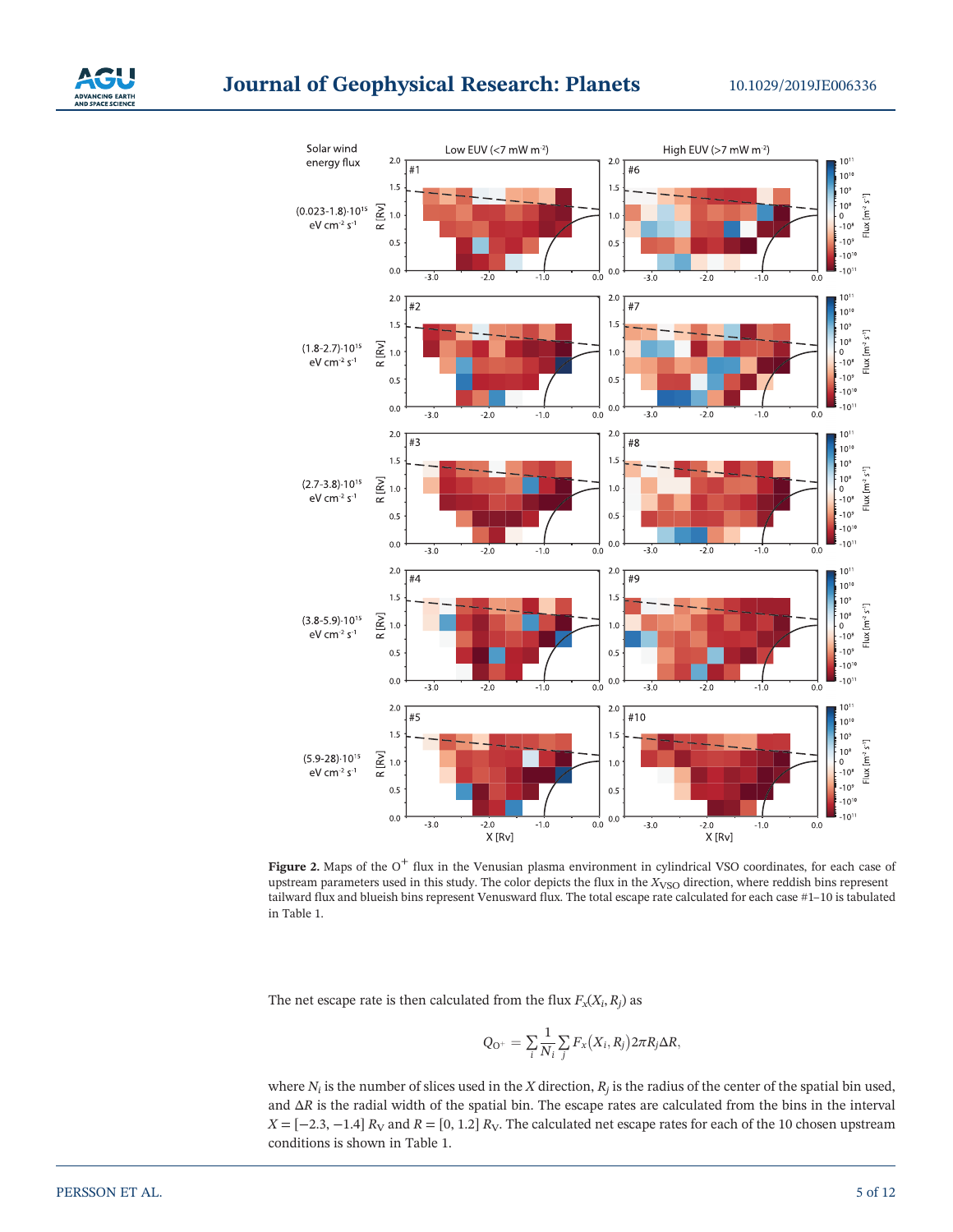**Figure 2.** Maps of the $O^+$ flux in the Venusian plasma environment in cylindrical VSO coordinates, for each case of upstream parameters used in this study. The color depicts the flux in the $X_{VSO}$ direction, where reddish bins represent tailward flux and blueish bins represent Venusward flux. The total escape rate calculated for each case #1–10 is tabulated in Table 1.

The net escape rate is then calculated from the flux $F_x(X_i, R_j)$ as

$$Q_{O^+} = \sum_i \frac{1}{N_i} \sum_j F_x(X_i, R_j) 2\pi R_j \Delta R,$$

where $N_i$ is the number of slices used in the $X$ direction, $R_j$ is the radius of the center of the spatial bin used, and $\Delta R$ is the radial width of the spatial bin. The escape rates are calculated from the bins in the interval $X = [-2.3, -1.4]$ $R_V$ and $R = [0, 1.2]$ $R_V$. The calculated net escape rates for each of the 10 chosen upstream conditions is shown in Table 1.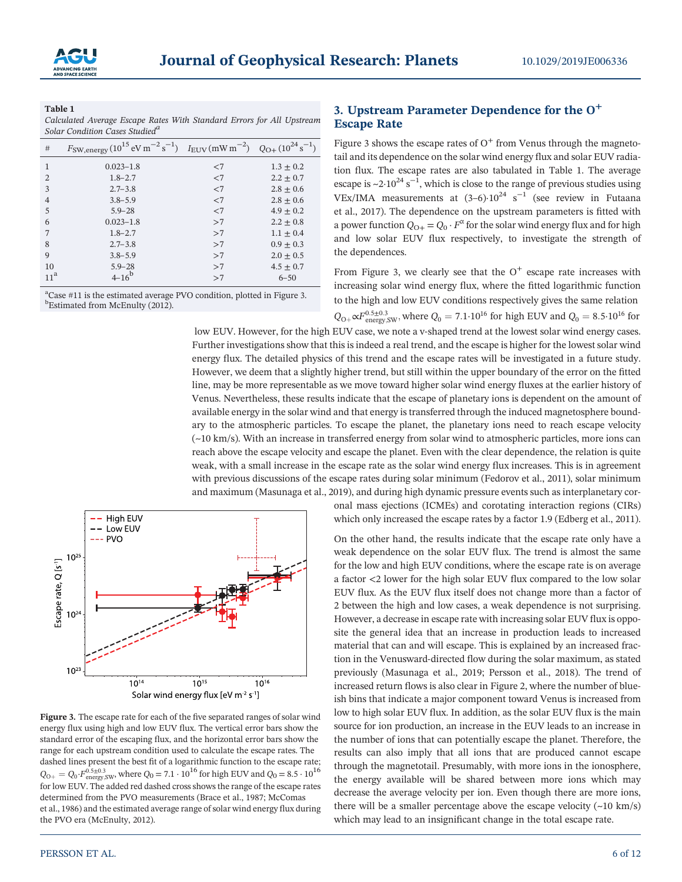**Table 1**

*Calculated Average Escape Rates With Standard Errors for All Upstream Solar Condition Cases Studied*[a]

| # | $F_{SW,energy}$ ($10^{15}$ eV m$^{-2}$ s$^{-1}$) | $I_{EUV}$ (mW m$^{-2}$) | $Q_{O+}$ ($10^{24}$ s$^{-1}$) |
|---|---|---|---|
| 1 | 0.023–1.8 | <7 | 1.3 ± 0.2 |
| 2 | 1.8–2.7 | <7 | 2.2 ± 0.7 |
| 3 | 2.7–3.8 | <7 | 2.8 ± 0.6 |
| 4 | 3.8–5.9 | <7 | 2.8 ± 0.6 |
| 5 | 5.9–28 | <7 | 4.9 ± 0.2 |
| 6 | 0.023–1.8 | >7 | 2.2 ± 0.8 |
| 7 | 1.8–2.7 | >7 | 1.1 ± 0.4 |
| 8 | 2.7–3.8 | >7 | 0.9 ± 0.3 |
| 9 | 3.8–5.9 | >7 | 2.0 ± 0.5 |
| 10 | 5.9–28 | >7 | 4.5 ± 0.7 |
| 11[a] | 4–16[b] | >7 | 6–50 |

[a]Case #11 is the estimated average PVO condition, plotted in Figure 3.
[b]Estimated from McEnulty (2012).

## 3. Upstream Parameter Dependence for the $O^+$ Escape Rate

Figure 3 shows the escape rates of $O^+$ from Venus through the magnetotail and its dependence on the solar wind energy flux and solar EUV radiation flux. The escape rates are also tabulated in Table 1. The average escape is ~$2 \cdot 10^{24}$ s$^{-1}$, which is close to the range of previous studies using VEx/IMA measurements at $(3–6) \cdot 10^{24}$ s$^{-1}$ (see review in Futaana et al., 2017). The dependence on the upstream parameters is fitted with a power function $Q_{O+} = Q_0 \cdot F^{\alpha}$ for the solar wind energy flux and for high and low solar EUV flux respectively, to investigate the strength of the dependences.

From Figure 3, we clearly see that the $O^+$ escape rate increases with increasing solar wind energy flux, where the fitted logarithmic function to the high and low EUV conditions respectively gives the same relation $Q_{O+} \propto F^{0.5 \pm 0.3}_{energy,SW}$, where $Q_0 = 7.1 \cdot 10^{16}$ for high EUV and $Q_0 = 8.5 \cdot 10^{16}$ for low EUV. However, for the high EUV case, we note a v-shaped trend at the lowest solar wind energy cases. Further investigations show that this is indeed a real trend, and the escape is higher for the lowest solar wind energy flux. The detailed physics of this trend and the escape rates will be investigated in a future study. However, we deem that a slightly higher trend, but still within the upper boundary of the error on the fitted line, may be more representable as we move toward higher solar wind energy fluxes at the earlier history of Venus. Nevertheless, these results indicate that the escape of planetary ions is dependent on the amount of available energy in the solar wind and that energy is transferred through the induced magnetosphere boundary to the atmospheric particles. To escape the planet, the planetary ions need to reach escape velocity (~10 km/s). With an increase in transferred energy from solar wind to atmospheric particles, more ions can reach above the escape velocity and escape the planet. Even with the clear dependence, the relation is quite weak, with a small increase in the escape rate as the solar wind energy flux increases. This is in agreement with previous discussions of the escape rates during solar minimum (Fedorov et al., 2011), solar minimum and maximum (Masunaga et al., 2019), and during high dynamic pressure events such as interplanetary coronal mass ejections (ICMEs) and corotating interaction regions (CIRs) which only increased the escape rates by a factor 1.9 (Edberg et al., 2011).

High EUV
Low EUV
PVO
Escape rate, Q [s$^{-1}$]
$10^{25}$
$10^{24}$
$10^{23}$
$10^{14}$
$10^{15}$
$10^{16}$
Solar wind energy flux [eV m$^{-2}$ s$^{-1}$]

**Figure 3.** The escape rate for each of the five separated ranges of solar wind energy flux using high and low EUV flux. The vertical error bars show the standard error of the escaping flux, and the horizontal error bars show the range for each upstream condition used to calculate the escape rates. The dashed lines present the best fit of a logarithmic function to the escape rate; $Q_{O+} = Q_0 \cdot F^{0.5 \pm 0.3}_{energy,SW}$, where $Q_0 = 7.1 \cdot 10^{16}$ for high EUV and $Q_0 = 8.5 \cdot 10^{16}$ for low EUV. The added red dashed cross shows the range of the escape rates determined from the PVO measurements (Brace et al., 1987; McComas et al., 1986) and the estimated average range of solar wind energy flux during the PVO era (McEnulty, 2012).

On the other hand, the results indicate that the escape rate only have a weak dependence on the solar EUV flux. The trend is almost the same for the low and high EUV conditions, where the escape rate is on average a factor <2 lower for the high solar EUV flux compared to the low solar EUV flux. As the EUV flux itself does not change more than a factor of 2 between the high and low cases, a weak dependence is not surprising. However, a decrease in escape rate with increasing solar EUV flux is opposite the general idea that an increase in production leads to increased material that can and will escape. This is explained by an increased fraction in the Venusward-directed flow during the solar maximum, as stated previously (Masunaga et al., 2019; Persson et al., 2018). The trend of increased return flows is also clear in Figure 2, where the number of blueish bins that indicate a major component toward Venus is increased from low to high solar EUV flux. In addition, as the solar EUV flux is the main source for ion production, an increase in the EUV leads to an increase in the number of ions that can potentially escape the planet. Therefore, the results can also imply that all ions that are produced cannot escape through the magnetotail. Presumably, with more ions in the ionosphere, the energy available will be shared between more ions which may decrease the average velocity per ion. Even though there are more ions, there will be a smaller percentage above the escape velocity (~10 km/s) which may lead to an insignificant change in the total escape rate.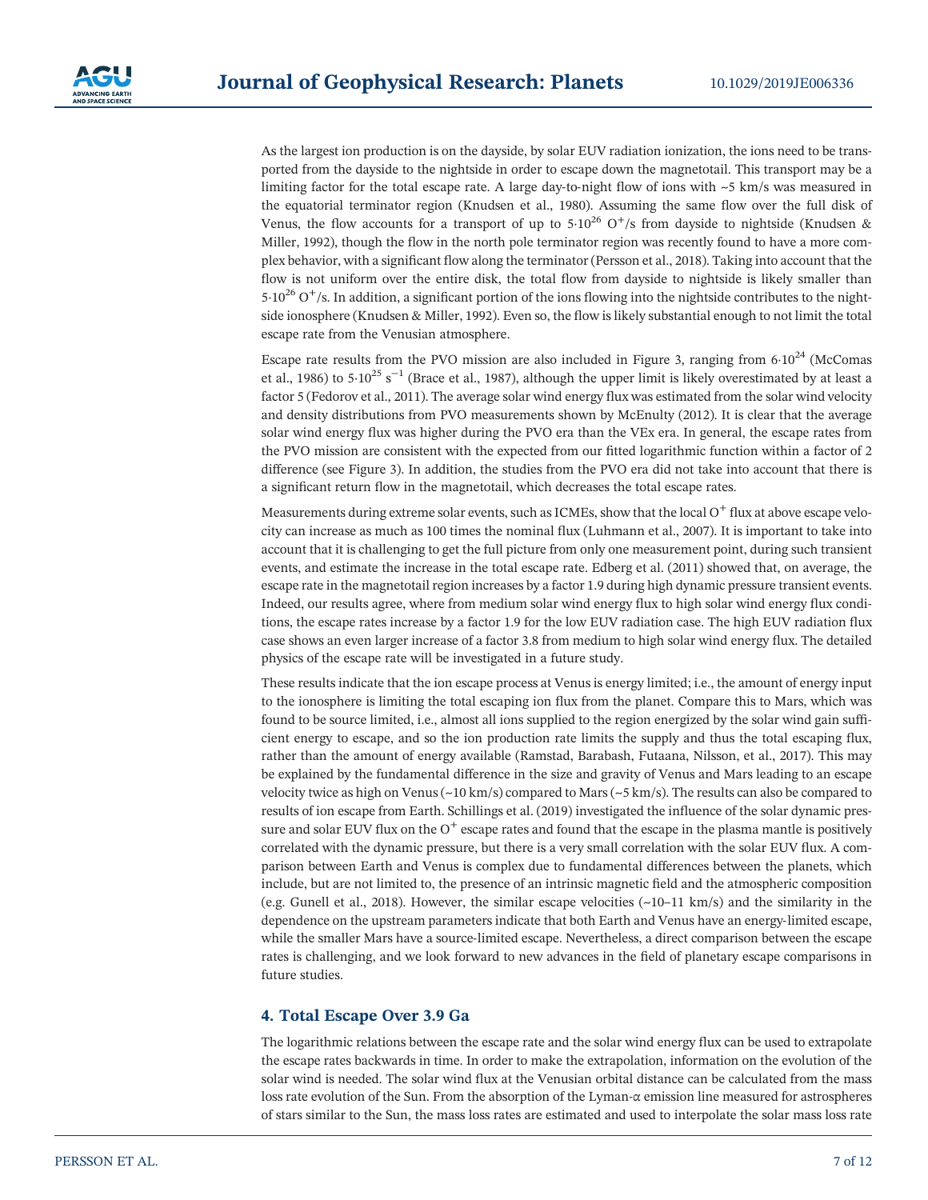As the largest ion production is on the dayside, by solar EUV radiation ionization, the ions need to be transported from the dayside to the nightside in order to escape down the magnetotail. This transport may be a limiting factor for the total escape rate. A large day-to-night flow of ions with ~5 km/s was measured in the equatorial terminator region (Knudsen et al., 1980). Assuming the same flow over the full disk of Venus, the flow accounts for a transport of up to $5{\cdot}10^{26}$ $O^+$/s from dayside to nightside (Knudsen & Miller, 1992), though the flow in the north pole terminator region was recently found to have a more complex behavior, with a significant flow along the terminator (Persson et al., 2018). Taking into account that the flow is not uniform over the entire disk, the total flow from dayside to nightside is likely smaller than $5{\cdot}10^{26}$ $O^+$/s. In addition, a significant portion of the ions flowing into the nightside contributes to the nightside ionosphere (Knudsen & Miller, 1992). Even so, the flow is likely substantial enough to not limit the total escape rate from the Venusian atmosphere.

Escape rate results from the PVO mission are also included in Figure 3, ranging from $6{\cdot}10^{24}$ (McComas et al., 1986) to $5{\cdot}10^{25}$ $s^{-1}$ (Brace et al., 1987), although the upper limit is likely overestimated by at least a factor 5 (Fedorov et al., 2011). The average solar wind energy flux was estimated from the solar wind velocity and density distributions from PVO measurements shown by McEnulty (2012). It is clear that the average solar wind energy flux was higher during the PVO era than the VEx era. In general, the escape rates from the PVO mission are consistent with the expected from our fitted logarithmic function within a factor of 2 difference (see Figure 3). In addition, the studies from the PVO era did not take into account that there is a significant return flow in the magnetotail, which decreases the total escape rates.

Measurements during extreme solar events, such as ICMEs, show that the local $O^+$ flux at above escape velocity can increase as much as 100 times the nominal flux (Luhmann et al., 2007). It is important to take into account that it is challenging to get the full picture from only one measurement point, during such transient events, and estimate the increase in the total escape rate. Edberg et al. (2011) showed that, on average, the escape rate in the magnetotail region increases by a factor 1.9 during high dynamic pressure transient events. Indeed, our results agree, where from medium solar wind energy flux to high solar wind energy flux conditions, the escape rates increase by a factor 1.9 for the low EUV radiation case. The high EUV radiation flux case shows an even larger increase of a factor 3.8 from medium to high solar wind energy flux. The detailed physics of the escape rate will be investigated in a future study.

These results indicate that the ion escape process at Venus is energy limited; i.e., the amount of energy input to the ionosphere is limiting the total escaping ion flux from the planet. Compare this to Mars, which was found to be source limited, i.e., almost all ions supplied to the region energized by the solar wind gain sufficient energy to escape, and so the ion production rate limits the supply and thus the total escaping flux, rather than the amount of energy available (Ramstad, Barabash, Futaana, Nilsson, et al., 2017). This may be explained by the fundamental difference in the size and gravity of Venus and Mars leading to an escape velocity twice as high on Venus (~10 km/s) compared to Mars (~5 km/s). The results can also be compared to results of ion escape from Earth. Schillings et al. (2019) investigated the influence of the solar dynamic pressure and solar EUV flux on the $O^+$ escape rates and found that the escape in the plasma mantle is positively correlated with the dynamic pressure, but there is a very small correlation with the solar EUV flux. A comparison between Earth and Venus is complex due to fundamental differences between the planets, which include, but are not limited to, the presence of an intrinsic magnetic field and the atmospheric composition (e.g. Gunell et al., 2018). However, the similar escape velocities (~10–11 km/s) and the similarity in the dependence on the upstream parameters indicate that both Earth and Venus have an energy-limited escape, while the smaller Mars have a source-limited escape. Nevertheless, a direct comparison between the escape rates is challenging, and we look forward to new advances in the field of planetary escape comparisons in future studies.

## 4. Total Escape Over 3.9 Ga

The logarithmic relations between the escape rate and the solar wind energy flux can be used to extrapolate the escape rates backwards in time. In order to make the extrapolation, information on the evolution of the solar wind is needed. The solar wind flux at the Venusian orbital distance can be calculated from the mass loss rate evolution of the Sun. From the absorption of the Lyman-α emission line measured for astrospheres of stars similar to the Sun, the mass loss rates are estimated and used to interpolate the solar mass loss rate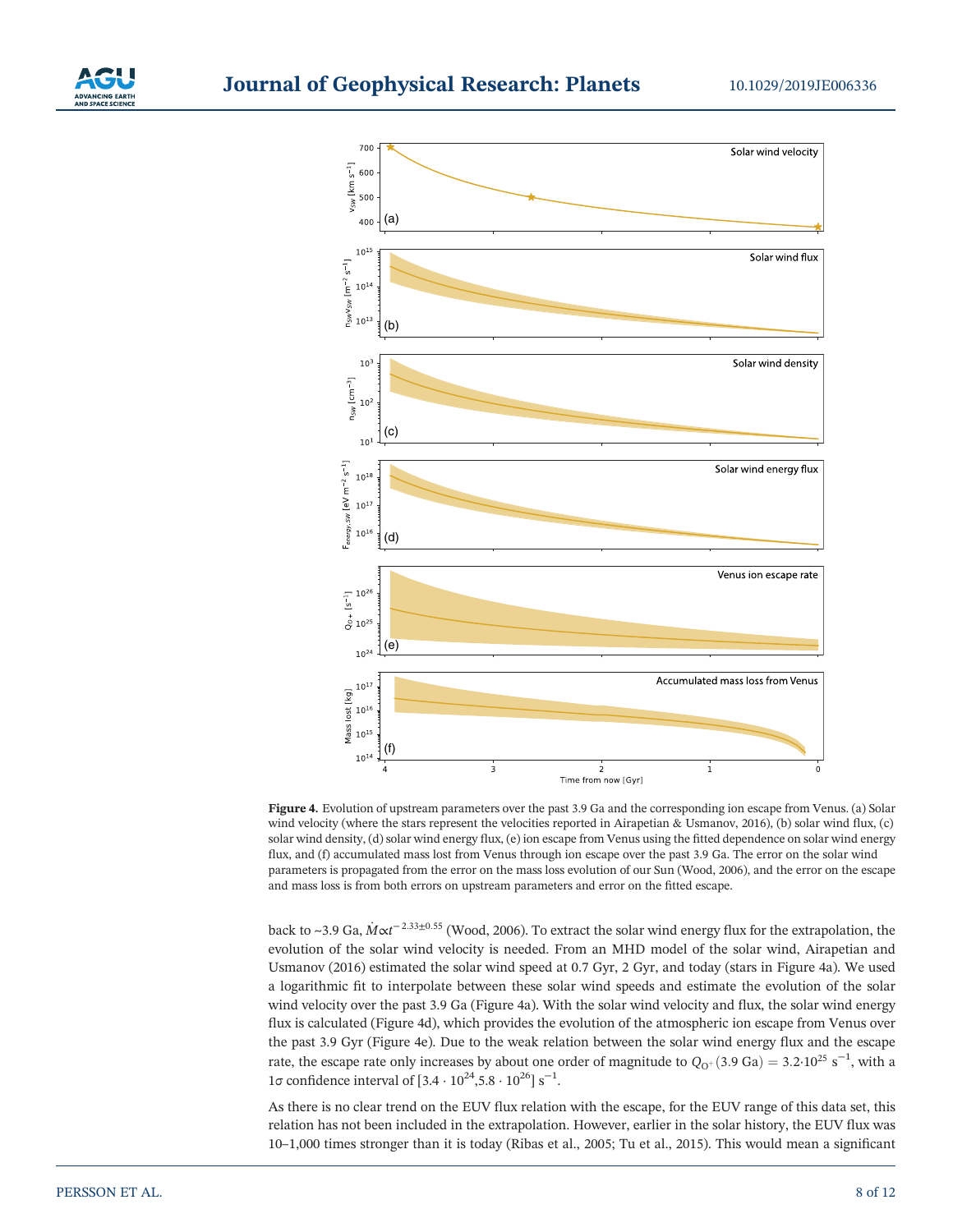**Figure 4.** Evolution of upstream parameters over the past 3.9 Ga and the corresponding ion escape from Venus. (a) Solar wind velocity (where the stars represent the velocities reported in Airapetian & Usmanov, 2016), (b) solar wind flux, (c) solar wind density, (d) solar wind energy flux, (e) ion escape from Venus using the fitted dependence on solar wind energy flux, and (f) accumulated mass lost from Venus through ion escape over the past 3.9 Ga. The error on the solar wind parameters is propagated from the error on the mass loss evolution of our Sun (Wood, 2006), and the error on the escape and mass loss is from both errors on upstream parameters and error on the fitted escape.

back to ~3.9 Ga, $\dot{M} \propto t^{-2.33 \pm 0.55}$ (Wood, 2006). To extract the solar wind energy flux for the extrapolation, the evolution of the solar wind velocity is needed. From an MHD model of the solar wind, Airapetian and Usmanov (2016) estimated the solar wind speed at 0.7 Gyr, 2 Gyr, and today (stars in Figure 4a). We used a logarithmic fit to interpolate between these solar wind speeds and estimate the evolution of the solar wind velocity over the past 3.9 Ga (Figure 4a). With the solar wind velocity and flux, the solar wind energy flux is calculated (Figure 4d), which provides the evolution of the atmospheric ion escape from Venus over the past 3.9 Gyr (Figure 4e). Due to the weak relation between the solar wind energy flux and the escape rate, the escape rate only increases by about one order of magnitude to $Q_{O^+}(3.9 \text{ Ga}) = 3.2 \cdot 10^{25}$ s$^{-1}$, with a 1$\sigma$ confidence interval of $[3.4 \cdot 10^{24}, 5.8 \cdot 10^{26}]$ s$^{-1}$.

As there is no clear trend on the EUV flux relation with the escape, for the EUV range of this data set, this relation has not been included in the extrapolation. However, earlier in the solar history, the EUV flux was 10–1,000 times stronger than it is today (Ribas et al., 2005; Tu et al., 2015). This would mean a significant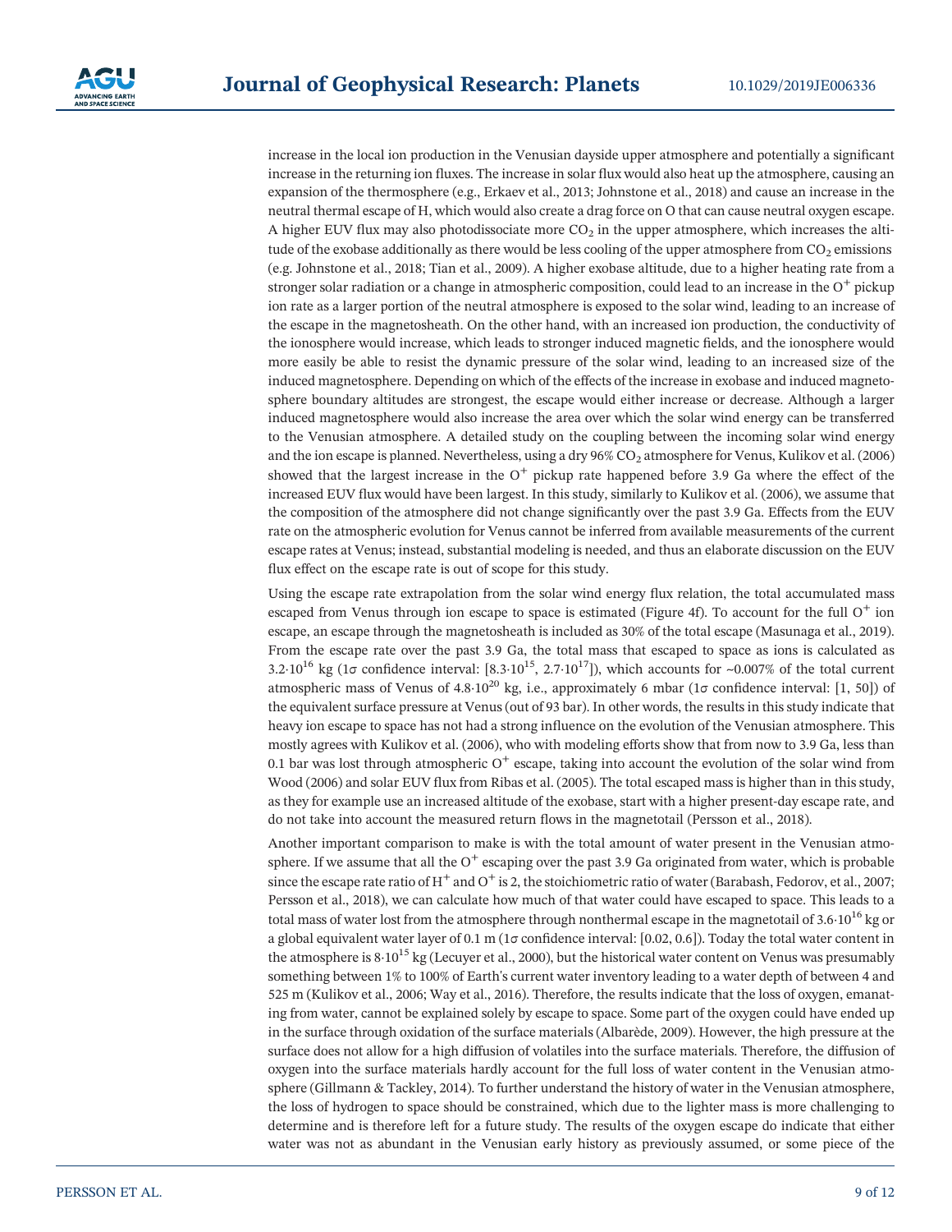increase in the local ion production in the Venusian dayside upper atmosphere and potentially a significant increase in the returning ion fluxes. The increase in solar flux would also heat up the atmosphere, causing an expansion of the thermosphere (e.g., Erkaev et al., 2013; Johnstone et al., 2018) and cause an increase in the neutral thermal escape of H, which would also create a drag force on O that can cause neutral oxygen escape. A higher EUV flux may also photodissociate more $CO_2$ in the upper atmosphere, which increases the altitude of the exobase additionally as there would be less cooling of the upper atmosphere from $CO_2$ emissions (e.g. Johnstone et al., 2018; Tian et al., 2009). A higher exobase altitude, due to a higher heating rate from a stronger solar radiation or a change in atmospheric composition, could lead to an increase in the $O^+$ pickup ion rate as a larger portion of the neutral atmosphere is exposed to the solar wind, leading to an increase of the escape in the magnetosheath. On the other hand, with an increased ion production, the conductivity of the ionosphere would increase, which leads to stronger induced magnetic fields, and the ionosphere would more easily be able to resist the dynamic pressure of the solar wind, leading to an increased size of the induced magnetosphere. Depending on which of the effects of the increase in exobase and induced magnetosphere boundary altitudes are strongest, the escape would either increase or decrease. Although a larger induced magnetosphere would also increase the area over which the solar wind energy can be transferred to the Venusian atmosphere. A detailed study on the coupling between the incoming solar wind energy and the ion escape is planned. Nevertheless, using a dry 96% $CO_2$ atmosphere for Venus, Kulikov et al. (2006) showed that the largest increase in the $O^+$ pickup rate happened before 3.9 Ga where the effect of the increased EUV flux would have been largest. In this study, similarly to Kulikov et al. (2006), we assume that the composition of the atmosphere did not change significantly over the past 3.9 Ga. Effects from the EUV rate on the atmospheric evolution for Venus cannot be inferred from available measurements of the current escape rates at Venus; instead, substantial modeling is needed, and thus an elaborate discussion on the EUV flux effect on the escape rate is out of scope for this study.

Using the escape rate extrapolation from the solar wind energy flux relation, the total accumulated mass escaped from Venus through ion escape to space is estimated (Figure 4f). To account for the full $O^+$ ion escape, an escape through the magnetosheath is included as 30% of the total escape (Masunaga et al., 2019). From the escape rate over the past 3.9 Ga, the total mass that escaped to space as ions is calculated as $3.2 \cdot 10^{16}$ kg (1$\sigma$ confidence interval: $[8.3 \cdot 10^{15}, 2.7 \cdot 10^{17}]$), which accounts for ~0.007% of the total current atmospheric mass of Venus of $4.8 \cdot 10^{20}$ kg, i.e., approximately 6 mbar (1$\sigma$ confidence interval: [1, 50]) of the equivalent surface pressure at Venus (out of 93 bar). In other words, the results in this study indicate that heavy ion escape to space has not had a strong influence on the evolution of the Venusian atmosphere. This mostly agrees with Kulikov et al. (2006), who with modeling efforts show that from now to 3.9 Ga, less than 0.1 bar was lost through atmospheric $O^+$ escape, taking into account the evolution of the solar wind from Wood (2006) and solar EUV flux from Ribas et al. (2005). The total escaped mass is higher than in this study, as they for example use an increased altitude of the exobase, start with a higher present-day escape rate, and do not take into account the measured return flows in the magnetotail (Persson et al., 2018).

Another important comparison to make is with the total amount of water present in the Venusian atmosphere. If we assume that all the $O^+$ escaping over the past 3.9 Ga originated from water, which is probable since the escape rate ratio of $H^+$ and $O^+$ is 2, the stoichiometric ratio of water (Barabash, Fedorov, et al., 2007; Persson et al., 2018), we can calculate how much of that water could have escaped to space. This leads to a total mass of water lost from the atmosphere through nonthermal escape in the magnetotail of $3.6 \cdot 10^{16}$ kg or a global equivalent water layer of 0.1 m (1$\sigma$ confidence interval: [0.02, 0.6]). Today the total water content in the atmosphere is $8 \cdot 10^{15}$ kg (Lecuyer et al., 2000), but the historical water content on Venus was presumably something between 1% to 100% of Earth's current water inventory leading to a water depth of between 4 and 525 m (Kulikov et al., 2006; Way et al., 2016). Therefore, the results indicate that the loss of oxygen, emanating from water, cannot be explained solely by escape to space. Some part of the oxygen could have ended up in the surface through oxidation of the surface materials (Albarède, 2009). However, the high pressure at the surface does not allow for a high diffusion of volatiles into the surface materials. Therefore, the diffusion of oxygen into the surface materials hardly account for the full loss of water content in the Venusian atmosphere (Gillmann & Tackley, 2014). To further understand the history of water in the Venusian atmosphere, the loss of hydrogen to space should be constrained, which due to the lighter mass is more challenging to determine and is therefore left for a future study. The results of the oxygen escape do indicate that either water was not as abundant in the Venusian early history as previously assumed, or some piece of the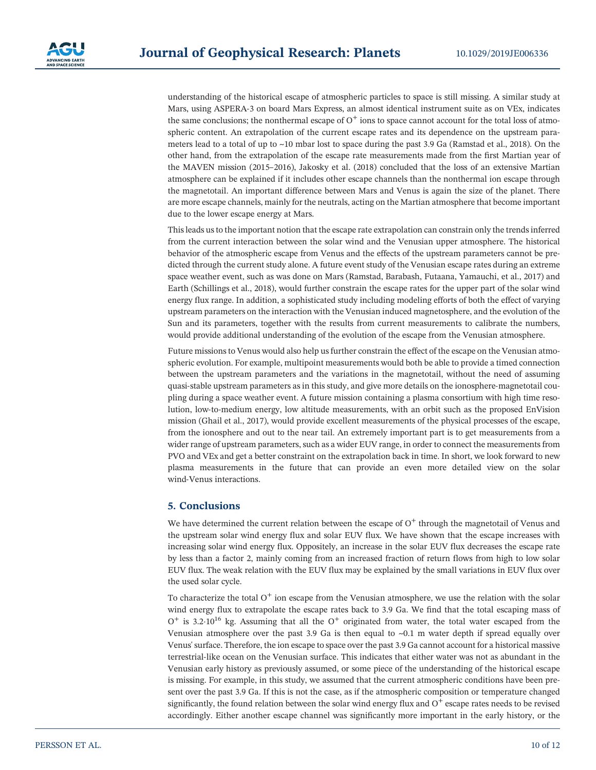understanding of the historical escape of atmospheric particles to space is still missing. A similar study at Mars, using ASPERA-3 on board Mars Express, an almost identical instrument suite as on VEx, indicates the same conclusions; the nonthermal escape of $O^+$ ions to space cannot account for the total loss of atmospheric content. An extrapolation of the current escape rates and its dependence on the upstream parameters lead to a total of up to ~10 mbar lost to space during the past 3.9 Ga (Ramstad et al., 2018). On the other hand, from the extrapolation of the escape rate measurements made from the first Martian year of the MAVEN mission (2015–2016), Jakosky et al. (2018) concluded that the loss of an extensive Martian atmosphere can be explained if it includes other escape channels than the nonthermal ion escape through the magnetotail. An important difference between Mars and Venus is again the size of the planet. There are more escape channels, mainly for the neutrals, acting on the Martian atmosphere that become important due to the lower escape energy at Mars.

This leads us to the important notion that the escape rate extrapolation can constrain only the trends inferred from the current interaction between the solar wind and the Venusian upper atmosphere. The historical behavior of the atmospheric escape from Venus and the effects of the upstream parameters cannot be predicted through the current study alone. A future event study of the Venusian escape rates during an extreme space weather event, such as was done on Mars (Ramstad, Barabash, Futaana, Yamauchi, et al., 2017) and Earth (Schillings et al., 2018), would further constrain the escape rates for the upper part of the solar wind energy flux range. In addition, a sophisticated study including modeling efforts of both the effect of varying upstream parameters on the interaction with the Venusian induced magnetosphere, and the evolution of the Sun and its parameters, together with the results from current measurements to calibrate the numbers, would provide additional understanding of the evolution of the escape from the Venusian atmosphere.

Future missions to Venus would also help us further constrain the effect of the escape on the Venusian atmospheric evolution. For example, multipoint measurements would both be able to provide a timed connection between the upstream parameters and the variations in the magnetotail, without the need of assuming quasi-stable upstream parameters as in this study, and give more details on the ionosphere-magnetotail coupling during a space weather event. A future mission containing a plasma consortium with high time resolution, low-to-medium energy, low altitude measurements, with an orbit such as the proposed EnVision mission (Ghail et al., 2017), would provide excellent measurements of the physical processes of the escape, from the ionosphere and out to the near tail. An extremely important part is to get measurements from a wider range of upstream parameters, such as a wider EUV range, in order to connect the measurements from PVO and VEx and get a better constraint on the extrapolation back in time. In short, we look forward to new plasma measurements in the future that can provide an even more detailed view on the solar wind-Venus interactions.

## 5. Conclusions

We have determined the current relation between the escape of $O^+$ through the magnetotail of Venus and the upstream solar wind energy flux and solar EUV flux. We have shown that the escape increases with increasing solar wind energy flux. Oppositely, an increase in the solar EUV flux decreases the escape rate by less than a factor 2, mainly coming from an increased fraction of return flows from high to low solar EUV flux. The weak relation with the EUV flux may be explained by the small variations in EUV flux over the used solar cycle.

To characterize the total $O^+$ ion escape from the Venusian atmosphere, we use the relation with the solar wind energy flux to extrapolate the escape rates back to 3.9 Ga. We find that the total escaping mass of $O^+$ is $3.2 \cdot 10^{16}$ kg. Assuming that all the $O^+$ originated from water, the total water escaped from the Venusian atmosphere over the past 3.9 Ga is then equal to ~0.1 m water depth if spread equally over Venus' surface. Therefore, the ion escape to space over the past 3.9 Ga cannot account for a historical massive terrestrial-like ocean on the Venusian surface. This indicates that either water was not as abundant in the Venusian early history as previously assumed, or some piece of the understanding of the historical escape is missing. For example, in this study, we assumed that the current atmospheric conditions have been present over the past 3.9 Ga. If this is not the case, as if the atmospheric composition or temperature changed significantly, the found relation between the solar wind energy flux and $O^+$ escape rates needs to be revised accordingly. Either another escape channel was significantly more important in the early history, or the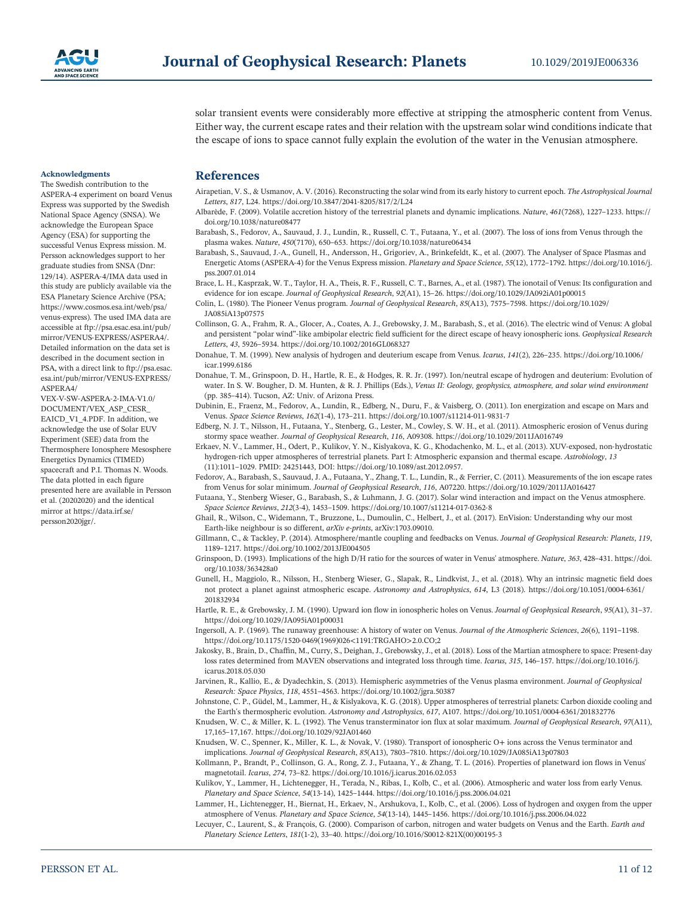solar transient events were considerably more effective at stripping the atmospheric content from Venus. Either way, the current escape rates and their relation with the upstream solar wind conditions indicate that the escape of ions to space cannot fully explain the evolution of the water in the Venusian atmosphere.

#### Acknowledgments

The Swedish contribution to the ASPERA-4 experiment on board Venus Express was supported by the Swedish National Space Agency (SNSA). We acknowledge the European Space Agency (ESA) for supporting the successful Venus Express mission. M. Persson acknowledges support to her graduate studies from SNSA (Dnr: 129/14). ASPERA-4/IMA data used in this study are publicly available via the ESA Planetary Science Archive (PSA; https://www.cosmos.esa.int/web/psa/venus-express). The used IMA data are accessible at ftp://psa.esac.esa.int/pub/mirror/VENUS-EXPRESS/ASPERA4/. Detailed information on the data set is described in the document section in PSA, with a direct link to ftp://psa.esac.esa.int/pub/mirror/VENUS-EXPRESS/ASPERA4/VEX-V-SW-ASPERA-2-IMA-V1.0/DOCUMENT/VEX_ASP_CESR_EAICD_V1_4.PDF. In addition, we acknowledge the use of Solar EUV Experiment (SEE) data from the Thermosphere Ionosphere Mesosphere Energetics Dynamics (TIMED) spacecraft and P.I. Thomas N. Woods. The data plotted in each figure presented here are available in Persson et al. (20202020) and the identical mirror at https://data.irf.se/persson2020jgr/.

## References

Airapetian, V. S., & Usmanov, A. V. (2016). Reconstructing the solar wind from its early history to current epoch. *The Astrophysical Journal Letters*, *817*, L24. https://doi.org/10.3847/2041-8205/817/2/L24

Albarède, F. (2009). Volatile accretion history of the terrestrial planets and dynamic implications. *Nature*, *461*(7268), 1227–1233. https://doi.org/10.1038/nature08477

Barabash, S., Fedorov, A., Sauvaud, J. J., Lundin, R., Russell, C. T., Futaana, Y., et al. (2007). The loss of ions from Venus through the plasma wakes. *Nature*, *450*(7170), 650–653. https://doi.org/10.1038/nature06434

Barabash, S., Sauvaud, J.-A., Gunell, H., Andersson, H., Grigoriev, A., Brinkfeldt, K., et al. (2007). The Analyser of Space Plasmas and Energetic Atoms (ASPERA-4) for the Venus Express mission. *Planetary and Space Science*, *55*(12), 1772–1792. https://doi.org/10.1016/j.pss.2007.01.014

Brace, L. H., Kasprzak, W. T., Taylor, H. A., Theis, R. F., Russell, C. T., Barnes, A., et al. (1987). The ionotail of Venus: Its configuration and evidence for ion escape. *Journal of Geophysical Research*, *92*(A1), 15–26. https://doi.org/10.1029/JA092iA01p00015

Colin, L. (1980). The Pioneer Venus program. *Journal of Geophysical Research*, *85*(A13), 7575–7598. https://doi.org/10.1029/JA085iA13p07575

Collinson, G. A., Frahm, R. A., Glocer, A., Coates, A. J., Grebowsky, J. M., Barabash, S., et al. (2016). The electric wind of Venus: A global and persistent "polar wind"-like ambipolar electric field sufficient for the direct escape of heavy ionospheric ions. *Geophysical Research Letters*, *43*, 5926–5934. https://doi.org/10.1002/2016GL068327

Donahue, T. M. (1999). New analysis of hydrogen and deuterium escape from Venus. *Icarus*, *141*(2), 226–235. https://doi.org/10.1006/icar.1999.6186

Donahue, T. M., Grinspoon, D. H., Hartle, R. E., & Hodges, R. R. Jr. (1997). Ion/neutral escape of hydrogen and deuterium: Evolution of water. In S. W. Bougher, D. M. Hunten, & R. J. Phillips (Eds.), *Venus II: Geology, geophysics, atmosphere, and solar wind environment* (pp. 385–414). Tucson, AZ: Univ. of Arizona Press.

Dubinin, E., Fraenz, M., Fedorov, A., Lundin, R., Edberg, N., Duru, F., & Vaisberg, O. (2011). Ion energization and escape on Mars and Venus. *Space Science Reviews*, *162*(1-4), 173–211. https://doi.org/10.1007/s11214-011-9831-7

Edberg, N. J. T., Nilsson, H., Futaana, Y., Stenberg, G., Lester, M., Cowley, S. W. H., et al. (2011). Atmospheric erosion of Venus during stormy space weather. *Journal of Geophysical Research*, *116*, A09308. https://doi.org/10.1029/2011JA016749

Erkaev, N. V., Lammer, H., Odert, P., Kulikov, Y. N., Kislyakova, K. G., Khodachenko, M. L., et al. (2013). XUV-exposed, non-hydrostatic hydrogen-rich upper atmospheres of terrestrial planets. Part I: Atmospheric expansion and thermal escape. *Astrobiology*, *13* (11):1011–1029. PMID: 24251443, DOI: https://doi.org/10.1089/ast.2012.0957.

Fedorov, A., Barabash, S., Sauvaud, J. A., Futaana, Y., Zhang, T. L., Lundin, R., & Ferrier, C. (2011). Measurements of the ion escape rates from Venus for solar minimum. *Journal of Geophysical Research*, *116*, A07220. https://doi.org/10.1029/2011JA016427

Futaana, Y., Stenberg Wieser, G., Barabash, S., & Luhmann, J. G. (2017). Solar wind interaction and impact on the Venus atmosphere. *Space Science Reviews*, *212*(3-4), 1453–1509. https://doi.org/10.1007/s11214-017-0362-8

Ghail, R., Wilson, C., Widemann, T., Bruzzone, L., Dumoulin, C., Helbert, J., et al. (2017). EnVision: Understanding why our most Earth-like neighbour is so different, *arXiv e-prints*, arXiv:1703.09010.

Gillmann, C., & Tackley, P. (2014). Atmosphere/mantle coupling and feedbacks on Venus. *Journal of Geophysical Research: Planets*, *119*, 1189–1217. https://doi.org/10.1002/2013JE004505

Grinspoon, D. (1993). Implications of the high D/H ratio for the sources of water in Venus' atmosphere. *Nature*, *363*, 428–431. https://doi.org/10.1038/363428a0

Gunell, H., Maggiolo, R., Nilsson, H., Stenberg Wieser, G., Slapak, R., Lindkvist, J., et al. (2018). Why an intrinsic magnetic field does not protect a planet against atmospheric escape. *Astronomy and Astrophysics*, *614*, L3 (2018). https://doi.org/10.1051/0004-6361/201832934

Hartle, R. E., & Grebowsky, J. M. (1990). Upward ion flow in ionospheric holes on Venus. *Journal of Geophysical Research*, *95*(A1), 31–37. https://doi.org/10.1029/JA095iA01p00031

Ingersoll, A. P. (1969). The runaway greenhouse: A history of water on Venus. *Journal of the Atmospheric Sciences*, *26*(6), 1191–1198. https://doi.org/10.1175/1520-0469(1969)026<1191:TRGAHO>2.0.CO;2

Jakosky, B., Brain, D., Chaffin, M., Curry, S., Deighan, J., Grebowsky, J., et al. (2018). Loss of the Martian atmosphere to space: Present-day loss rates determined from MAVEN observations and integrated loss through time. *Icarus*, *315*, 146–157. https://doi.org/10.1016/j.icarus.2018.05.030

Jarvinen, R., Kallio, E., & Dyadechkin, S. (2013). Hemispheric asymmetries of the Venus plasma environment. *Journal of Geophysical Research: Space Physics*, *118*, 4551–4563. https://doi.org/10.1002/jgra.50387

Johnstone, C. P., Güdel, M., Lammer, H., & Kislyakova, K. G. (2018). Upper atmospheres of terrestrial planets: Carbon dioxide cooling and the Earth's thermospheric evolution. *Astronomy and Astrophysics*, *617*, A107. https://doi.org/10.1051/0004-6361/201832776

Knudsen, W. C., & Miller, K. L. (1992). The Venus transterminator ion flux at solar maximum. *Journal of Geophysical Research*, *97*(A11), 17,165–17,167. https://doi.org/10.1029/92JA01460

Knudsen, W. C., Spenner, K., Miller, K. L., & Novak, V. (1980). Transport of ionospheric O+ ions across the Venus terminator and implications. *Journal of Geophysical Research*, *85*(A13), 7803–7810. https://doi.org/10.1029/JA085iA13p07803

Kollmann, P., Brandt, P., Collinson, G. A., Rong, Z. J., Futaana, Y., & Zhang, T. L. (2016). Properties of planetward ion flows in Venus' magnetotail. *Icarus*, *274*, 73–82. https://doi.org/10.1016/j.icarus.2016.02.053

Kulikov, Y., Lammer, H., Lichtenegger, H., Terada, N., Ribas, I., Kolb, C., et al. (2006). Atmospheric and water loss from early Venus. *Planetary and Space Science*, *54*(13-14), 1425–1444. https://doi.org/10.1016/j.pss.2006.04.021

Lammer, H., Lichtenegger, H., Biernat, H., Erkaev, N., Arshukova, I., Kolb, C., et al. (2006). Loss of hydrogen and oxygen from the upper atmosphere of Venus. *Planetary and Space Science*, *54*(13-14), 1445–1456. https://doi.org/10.1016/j.pss.2006.04.022

Lecuyer, C., Laurent, S., & François, G. (2000). Comparison of carbon, nitrogen and water budgets on Venus and the Earth. *Earth and Planetary Science Letters*, *181*(1-2), 33–40. https://doi.org/10.1016/S0012-821X(00)00195-3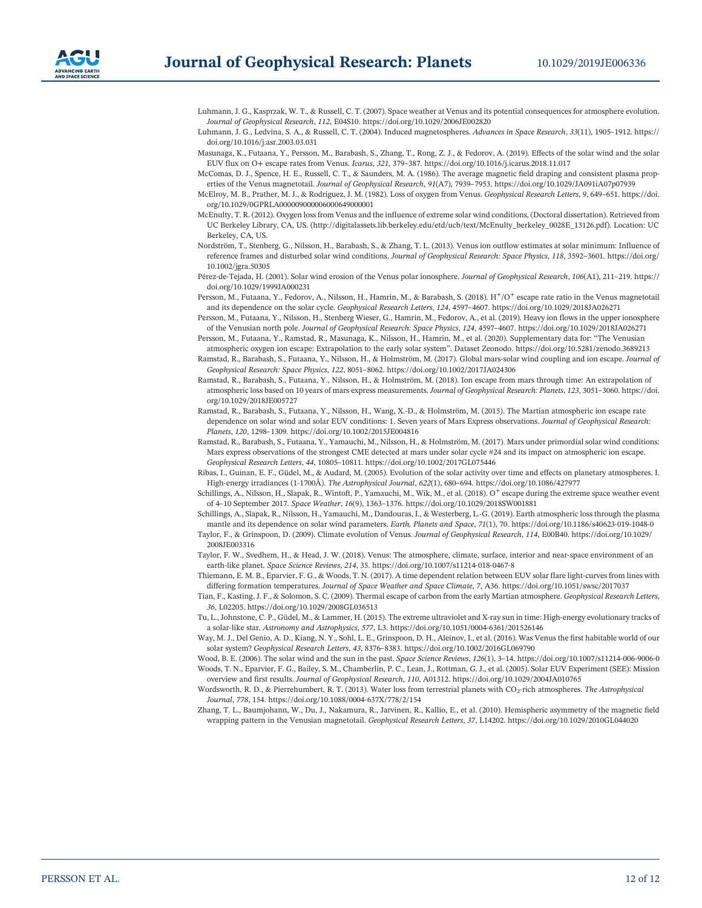Luhmann, J. G., Kasprzak, W. T., & Russell, C. T. (2007). Space weather at Venus and its potential consequences for atmosphere evolution. *Journal of Geophysical Research*, *112*, E04S10. https://doi.org/10.1029/2006JE002820

Luhmann, J. G., Ledvina, S. A., & Russell, C. T. (2004). Induced magnetospheres. *Advances in Space Research*, *33*(11), 1905–1912. https://doi.org/10.1016/j.asr.2003.03.031

Masunaga, K., Futaana, Y., Persson, M., Barabash, S., Zhang, T., Rong, Z. J., & Fedorov, A. (2019). Effects of the solar wind and the solar EUV flux on O+ escape rates from Venus. *Icarus*, *321*, 379–387. https://doi.org/10.1016/j.icarus.2018.11.017

McComas, D. J., Spence, H. E., Russell, C. T., & Saunders, M. A. (1986). The average magnetic field draping and consistent plasma properties of the Venus magnetotail. *Journal of Geophysical Research*, *91*(A7), 7939–7953. https://doi.org/10.1029/JA091iA07p07939

McElroy, M. B., Prather, M. J., & Rodriguez, J. M. (1982). Loss of oxygen from Venus. *Geophysical Research Letters*, *9*, 649–651. https://doi.org/10.1029/0GPRLA000009000006000649000001

McEnulty, T. R. (2012). Oxygen loss from Venus and the influence of extreme solar wind conditions, (Doctoral dissertation). Retrieved from UC Berkeley Library, CA, US. (http://digitalassets.lib.berkeley.edu/etd/ucb/text/McEnulty_berkeley_0028E_13126.pdf). Location: UC Berkeley, CA, US.

Nordström, T., Stenberg, G., Nilsson, H., Barabash, S., & Zhang, T. L. (2013). Venus ion outflow estimates at solar minimum: Influence of reference frames and disturbed solar wind conditions. *Journal of Geophysical Research: Space Physics*, *118*, 3592–3601. https://doi.org/10.1002/jgra.50305

Pérez-de-Tejada, H. (2001). Solar wind erosion of the Venus polar ionosphere. *Journal of Geophysical Research*, *106*(A1), 211–219. https://doi.org/10.1029/1999JA000231

Persson, M., Futaana, Y., Fedorov, A., Nilsson, H., Hamrin, M., & Barabash, S. (2018). $H^+/O^+$ escape rate ratio in the Venus magnetotail and its dependence on the solar cycle. *Geophysical Research Letters*, *124*, 4597–4607. https://doi.org/10.1029/2018JA026271

Persson, M., Futaana, Y., Nilsson, H., Stenberg Wieser, G., Hamrin, M., Fedorov, A., et al. (2019). Heavy ion flows in the upper ionosphere of the Venusian north pole. *Journal of Geophysical Research: Space Physics*, *124*, 4597–4607. https://doi.org/10.1029/2018JA026271

Persson, M., Futaana, Y., Ramstad, R., Masunaga, K., Nilsson, H., Hamrin, M., et al. (2020). Supplementary data for: "The Venusian atmospheric oxygen ion escape: Extrapolation to the early solar system". Dataset Zeonodo. https://doi.org/10.5281/zenodo.3689213

Ramstad, R., Barabash, S., Futaana, Y., Nilsson, H., & Holmström, M. (2017). Global mars-solar wind coupling and ion escape. *Journal of Geophysical Research: Space Physics*, *122*, 8051–8062. https://doi.org/10.1002/2017JA024306

Ramstad, R., Barabash, S., Futaana, Y., Nilsson, H., & Holmström, M. (2018). Ion escape from mars through time: An extrapolation of atmospheric loss based on 10 years of mars express measurements. *Journal of Geophysical Research: Planets*, *123*, 3051–3060. https://doi.org/10.1029/2018JE005727

Ramstad, R., Barabash, S., Futaana, Y., Nilsson, H., Wang, X.-D., & Holmström, M. (2015). The Martian atmospheric ion escape rate dependence on solar wind and solar EUV conditions: 1. Seven years of Mars Express observations. *Journal of Geophysical Research: Planets*, *120*, 1298–1309. https://doi.org/10.1002/2015JE004816

Ramstad, R., Barabash, S., Futaana, Y., Yamauchi, M., Nilsson, H., & Holmström, M. (2017). Mars under primordial solar wind conditions: Mars express observations of the strongest CME detected at mars under solar cycle #24 and its impact on atmospheric ion escape. *Geophysical Research Letters*, *44*, 10805–10811. https://doi.org/10.1002/2017GL075446

Ribas, I., Guinan, E. F., Güdel, M., & Audard, M. (2005). Evolution of the solar activity over time and effects on planetary atmospheres. I. High-energy irradiances (1-1700Å). *The Astrophysical Journal*, *622*(1), 680–694. https://doi.org/10.1086/427977

Schillings, A., Nilsson, H., Slapak, R., Wintoft, P., Yamauchi, M., Wik, M., et al. (2018). $O^+$ escape during the extreme space weather event of 4–10 September 2017. *Space Weather*, *16*(9), 1363–1376. https://doi.org/10.1029/2018SW001881

Schillings, A., Slapak, R., Nilsson, H., Yamauchi, M., Dandouras, I., & Westerberg, L.-G. (2019). Earth atmospheric loss through the plasma mantle and its dependence on solar wind parameters. *Earth, Planets and Space*, *71*(1), 70. https://doi.org/10.1186/s40623-019-1048-0

Taylor, F., & Grinspoon, D. (2009). Climate evolution of Venus. *Journal of Geophysical Research*, *114*, E00B40. https://doi.org/10.1029/2008JE003316

Taylor, F. W., Svedhem, H., & Head, J. W. (2018). Venus: The atmosphere, climate, surface, interior and near-space environment of an earth-like planet. *Space Science Reviews*, *214*, 35. https://doi.org/10.1007/s11214-018-0467-8

Thiemann, E. M. B., Eparvier, F. G., & Woods, T. N. (2017). A time dependent relation between EUV solar flare light-curves from lines with differing formation temperatures. *Journal of Space Weather and Space Climate*, *7*, A36. https://doi.org/10.1051/swsc/2017037

Tian, F., Kasting, J. F., & Solomon, S. C. (2009). Thermal escape of carbon from the early Martian atmosphere. *Geophysical Research Letters*, *36*, L02205. https://doi.org/10.1029/2008GL036513

Tu, L., Johnstone, C. P., Güdel, M., & Lammer, H. (2015). The extreme ultraviolet and X-ray sun in time: High-energy evolutionary tracks of a solar-like star. *Astronomy and Astrophysics*, *577*, L3. https://doi.org/10.1051/0004-6361/201526146

Way, M. J., Del Genio, A. D., Kiang, N. Y., Sohl, L. E., Grinspoon, D. H., Aleinov, I., et al. (2016). Was Venus the first habitable world of our solar system? *Geophysical Research Letters*, *43*, 8376–8383. https://doi.org/10.1002/2016GL069790

Wood, B. E. (2006). The solar wind and the sun in the past. *Space Science Reviews*, *126*(1), 3–14. https://doi.org/10.1007/s11214-006-9006-0

Woods, T. N., Eparvier, F. G., Bailey, S. M., Chamberlin, P. C., Lean, J., Rottman, G. J., et al. (2005). Solar EUV Experiment (SEE): Mission overview and first results. *Journal of Geophysical Research*, *110*, A01312. https://doi.org/10.1029/2004JA010765

Wordsworth, R. D., & Pierrehumbert, R. T. (2013). Water loss from terrestrial planets with $CO_2$-rich atmospheres. *The Astrophysical Journal*, *778*, 154. https://doi.org/10.1088/0004-637X/778/2/154

Zhang, T. L., Baumjohann, W., Du, J., Nakamura, R., Jarvinen, R., Kallio, E., et al. (2010). Hemispheric asymmetry of the magnetic field wrapping pattern in the Venusian magnetotail. *Geophysical Research Letters*, *37*, L14202. https://doi.org/10.1029/2010GL044020